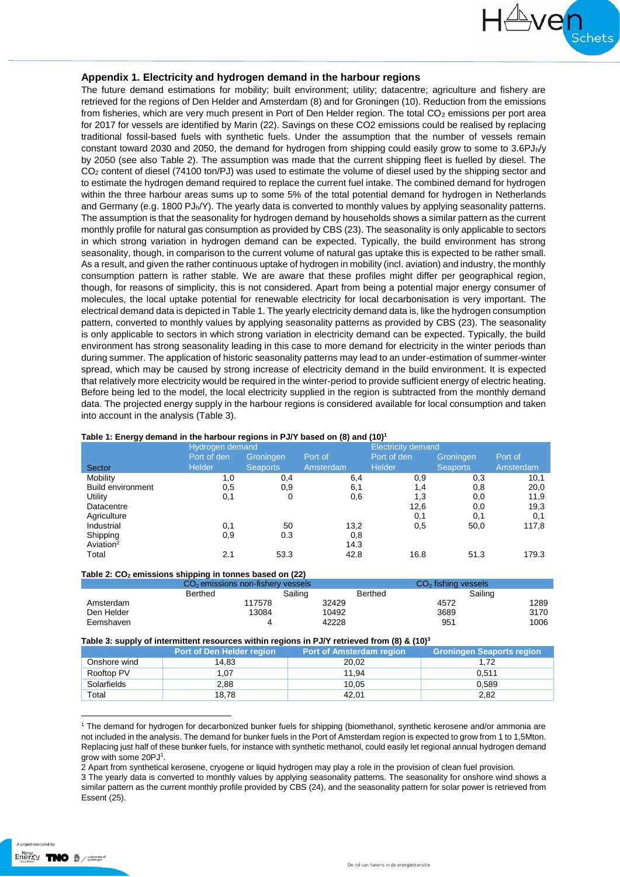## Appendix 1. Electricity and hydrogen demand in the harbour regions

The future demand estimations for mobility; built environment; utility; datacentre; agriculture and fishery are retrieved for the regions of Den Helder and Amsterdam (8) and for Groningen (10). Reduction from the emissions from fisheries, which are very much present in Port of Den Helder region. The total $CO_2$ emissions per port area for 2017 for vessels are identified by Marin (22). Savings on these CO2 emissions could be realised by replacing traditional fossil-based fuels with synthetic fuels. Under the assumption that the number of vessels remain constant toward 2030 and 2050, the demand for hydrogen from shipping could easily grow to some to 3.6$PJ_h$/y by 2050 (see also Table 2). The assumption was made that the current shipping fleet is fuelled by diesel. The $CO_2$ content of diesel (74100 ton/PJ) was used to estimate the volume of diesel used by the shipping sector and to estimate the hydrogen demand required to replace the current fuel intake. The combined demand for hydrogen within the three harbour areas sums up to some 5% of the total potential demand for hydrogen in Netherlands and Germany (e.g. 1800 $PJ_h$/Y). The yearly data is converted to monthly values by applying seasonality patterns. The assumption is that the seasonality for hydrogen demand by households shows a similar pattern as the current monthly profile for natural gas consumption as provided by CBS (23). The seasonality is only applicable to sectors in which strong variation in hydrogen demand can be expected. Typically, the build environment has strong seasonality, though, in comparison to the current volume of natural gas uptake this is expected to be rather small. As a result, and given the rather continuous uptake of hydrogen in mobility (incl. aviation) and industry, the monthly consumption pattern is rather stable. We are aware that these profiles might differ per geographical region, though, for reasons of simplicity, this is not considered. Apart from being a potential major energy consumer of molecules, the local uptake potential for renewable electricity for local decarbonisation is very important. The electrical demand data is depicted in Table 1. The yearly electricity demand data is, like the hydrogen consumption pattern, converted to monthly values by applying seasonality patterns as provided by CBS (23). The seasonality is only applicable to sectors in which strong variation in electricity demand can be expected. Typically, the build environment has strong seasonality leading in this case to more demand for electricity in the winter periods than during summer. The application of historic seasonality patterns may lead to an under-estimation of summer-winter spread, which may be caused by strong increase of electricity demand in the build environment. It is expected that relatively more electricity would be required in the winter-period to provide sufficient energy of electric heating. Before being led to the model, the local electricity supplied in the region is subtracted from the monthly demand data. The projected energy supply in the harbour regions is considered available for local consumption and taken into account in the analysis (Table 3).

**Table 1: Energy demand in the harbour regions in PJ/Y based on (8) and (10)[1]**

| | Hydrogen demand | | | Electricity demand | | |
|---|---|---|---|---|---|---|
| Sector | Port of den Helder | Groningen Seaports | Port of Amsterdam | Port of den Helder | Groningen Seaports | Port of Amsterdam |
| Mobility | 1,0 | 0,4 | 6,4 | 0,9 | 0,3 | 10,1 |
| Build environment | 0,5 | 0,9 | 6,1 | 1,4 | 0,8 | 20,0 |
| Utility | 0,1 | 0 | 0,6 | 1,3 | 0,0 | 11,9 |
| Datacentre | | | | 12,6 | 0,0 | 19,3 |
| Agriculture | | | | 0,1 | 0,1 | 0,1 |
| Industrial | 0,1 | 50 | 13,2 | 0,5 | 50,0 | 117,8 |
| Shipping | 0,9 | 0.3 | 0,8 | | | |
| Aviation[2] | | | 14.3 | | | |
| Total | 2.1 | 53.3 | 42.8 | 16.8 | 51.3 | 179.3 |

**Table 2: $CO_2$ emissions shipping in tonnes based on (22)**

| | $CO_2$ emissions non-fishery vessels | | $CO_2$ fishing vessels | |
|---|---|---|---|---|
| | Berthed | Sailing | Berthed | Sailing |
| Amsterdam | 117578 | 32429 | 4572 | 1289 |
| Den Helder | 13084 | 10492 | 3689 | 3170 |
| Eemshaven | 4 | 42228 | 951 | 1006 |

**Table 3: supply of intermittent resources within regions in PJ/Y retrieved from (8) & (10)[3]**

| | Port of Den Helder region | Port of Amsterdam region | Groningen Seaports region |
|---|---|---|---|
| Onshore wind | 14,83 | 20,02 | 1,72 |
| Rooftop PV | 1,07 | 11,94 | 0,511 |
| Solarfields | 2,88 | 10,05 | 0,589 |
| Total | 18,78 | 42,01 | 2,82 |

[1] The demand for hydrogen for decarbonized bunker fuels for shipping (biomethanol, synthetic kerosene and/or ammonia are not included in the analysis. The demand for bunker fuels in the Port of Amsterdam region is expected to grow from 1 to 1,5Mton. Replacing just half of these bunker fuels, for instance with synthetic methanol, could easily let regional annual hydrogen demand grow with some 20PJ[1].

2 Apart from synthetical kerosene, cryogene or liquid hydrogen may play a role in the provision of clean fuel provision.

3 The yearly data is converted to monthly values by applying seasonality patterns. The seasonality for onshore wind shows a similar pattern as the current monthly profile provided by CBS (24), and the seasonality pattern for solar power is retrieved from Essent (25).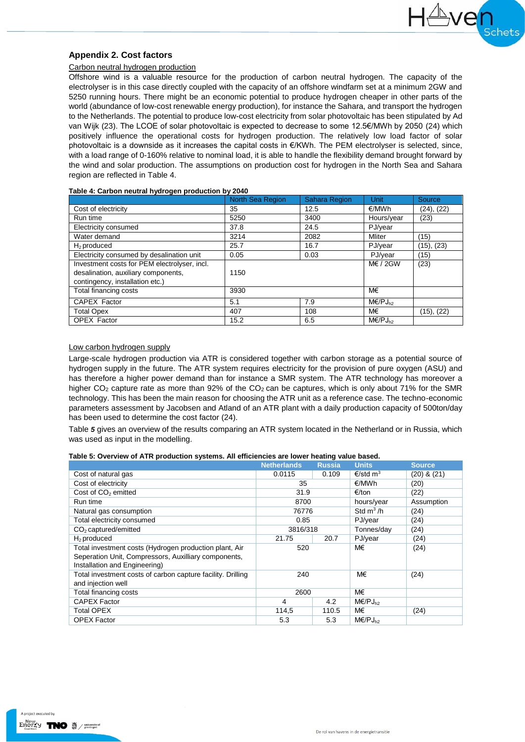## Appendix 2. Cost factors

Carbon neutral hydrogen production

Offshore wind is a valuable resource for the production of carbon neutral hydrogen. The capacity of the electrolyser is in this case directly coupled with the capacity of an offshore windfarm set at a minimum 2GW and 5250 running hours. There might be an economic potential to produce hydrogen cheaper in other parts of the world (abundance of low-cost renewable energy production), for instance the Sahara, and transport the hydrogen to the Netherlands. The potential to produce low-cost electricity from solar photovoltaic has been stipulated by Ad van Wijk (23). The LCOE of solar photovoltaic is expected to decrease to some 12.5€/MWh by 2050 (24) which positively influence the operational costs for hydrogen production. The relatively low load factor of solar photovoltaic is a downside as it increases the capital costs in €/KWh. The PEM electrolyser is selected, since, with a load range of 0-160% relative to nominal load, it is able to handle the flexibility demand brought forward by the wind and solar production. The assumptions on production cost for hydrogen in the North Sea and Sahara region are reflected in Table 4.

**Table 4: Carbon neutral hydrogen production by 2040**

| | North Sea Region | Sahara Region | Unit | Source |
|---|---|---|---|---|
| Cost of electricity | 35 | 12.5 | €/MWh | (24), (22) |
| Run time | 5250 | 3400 | Hours/year | (23) |
| Electricity consumed | 37.8 | 24.5 | PJ/year | |
| Water demand | 3214 | 2082 | Mliter | (15) |
| $H_2$ produced | 25.7 | 16.7 | PJ/year | (15), (23) |
| Electricity consumed by desalination unit | 0.05 | 0.03 | PJ/year | (15) |
| Investment costs for PEM electrolyser, incl. desalination, auxiliary components, contingency, installation etc.) | 1150 | | M€ / 2GW | (23) |
| Total financing costs | 3930 | | M€ | |
| CAPEX Factor | 5.1 | 7.9 | M€/$PJ_{h2}$ | |
| Total Opex | 407 | 108 | M€ | (15), (22) |
| OPEX Factor | 15.2 | 6.5 | M€/$PJ_{h2}$ | |

Low carbon hydrogen supply

Large-scale hydrogen production via ATR is considered together with carbon storage as a potential source of hydrogen supply in the future. The ATR system requires electricity for the provision of pure oxygen (ASU) and has therefore a higher power demand than for instance a SMR system. The ATR technology has moreover a higher $CO_2$ capture rate as more than 92% of the $CO_2$ can be captures, which is only about 71% for the SMR technology. This has been the main reason for choosing the ATR unit as a reference case. The techno-economic parameters assessment by Jacobsen and Atland of an ATR plant with a daily production capacity of 500ton/day has been used to determine the cost factor (24).

Table ***5*** gives an overview of the results comparing an ATR system located in the Netherland or in Russia, which was used as input in the modelling.

**Table 5: Overview of ATR production systems. All efficiencies are lower heating value based.**

| | Netherlands | Russia | Units | Source |
|---|---|---|---|---|
| Cost of natural gas | 0.0115 | 0.109 | €/std $m^3$ | (20) & (21) |
| Cost of electricity | 35 | | €/MWh | (20) |
| Cost of $CO_2$ emitted | 31.9 | | €/ton | (22) |
| Run time | 8700 | | hours/year | Assumption |
| Natural gas consumption | 76776 | | Std $m^3$ /h | (24) |
| Total electricity consumed | 0.85 | | PJ/year | (24) |
| $CO_2$ captured/emitted | 3816/318 | | Tonnes/day | (24) |
| $H_2$ produced | 21.75 | 20.7 | PJ/year | (24) |
| Total investment costs (Hydrogen production plant, Air Seperation Unit, Compressors, Auxilliary components, Installation and Engineering) | 520 | | M€ | (24) |
| Total investment costs of carbon capture facility. Drilling and injection well | 240 | | M€ | (24) |
| Total financing costs | 2600 | | M€ | |
| CAPEX Factor | 4 | 4.2 | M€/$PJ_{h2}$ | |
| Total OPEX | 114,5 | 110.5 | M€ | (24) |
| OPEX Factor | 5.3 | 5.3 | M€/$PJ_{h2}$ | |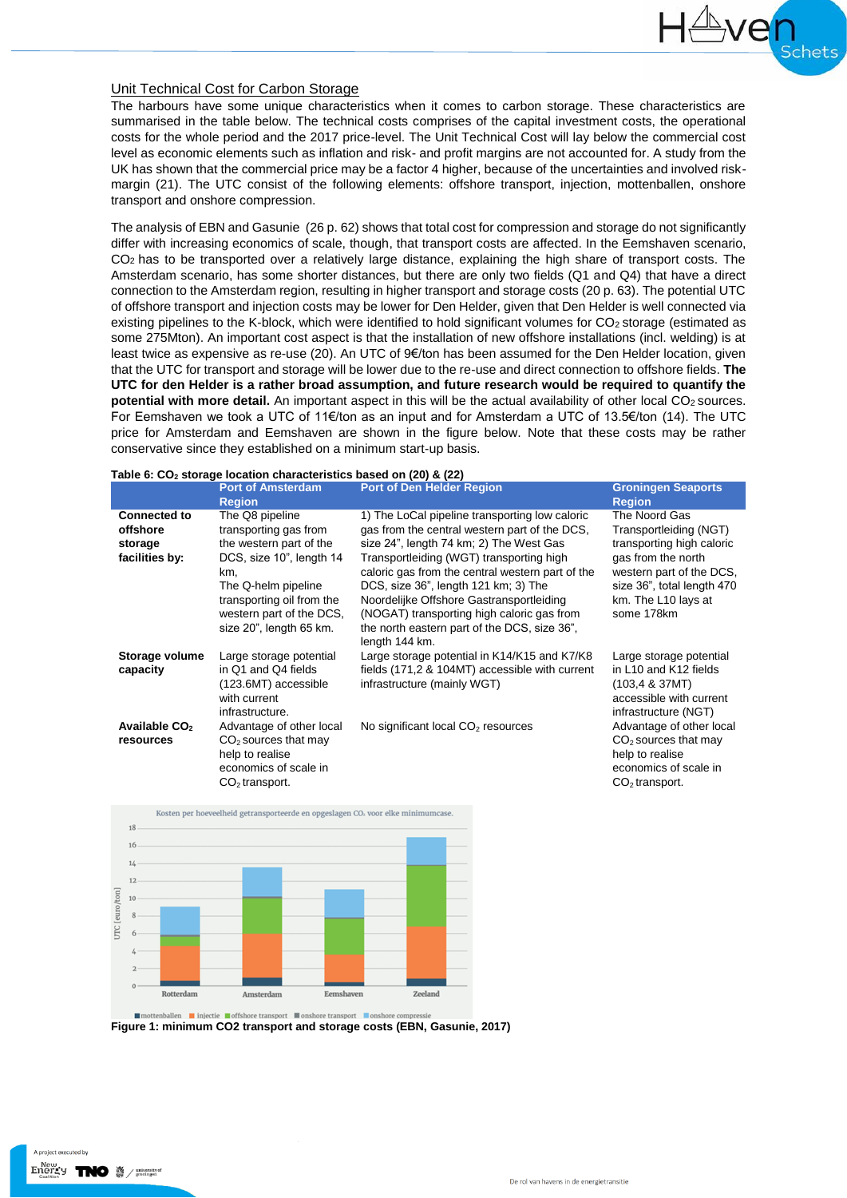## Unit Technical Cost for Carbon Storage

The harbours have some unique characteristics when it comes to carbon storage. These characteristics are summarised in the table below. The technical costs comprises of the capital investment costs, the operational costs for the whole period and the 2017 price-level. The Unit Technical Cost will lay below the commercial cost level as economic elements such as inflation and risk- and profit margins are not accounted for. A study from the UK has shown that the commercial price may be a factor 4 higher, because of the uncertainties and involved risk-margin (21). The UTC consist of the following elements: offshore transport, injection, mottenballen, onshore transport and onshore compression.

The analysis of EBN and Gasunie (26 p. 62) shows that total cost for compression and storage do not significantly differ with increasing economics of scale, though, that transport costs are affected. In the Eemshaven scenario, $CO_2$ has to be transported over a relatively large distance, explaining the high share of transport costs. The Amsterdam scenario, has some shorter distances, but there are only two fields (Q1 and Q4) that have a direct connection to the Amsterdam region, resulting in higher transport and storage costs (20 p. 63). The potential UTC of offshore transport and injection costs may be lower for Den Helder, given that Den Helder is well connected via existing pipelines to the K-block, which were identified to hold significant volumes for $CO_2$ storage (estimated as some 275Mton). An important cost aspect is that the installation of new offshore installations (incl. welding) is at least twice as expensive as re-use (20). An UTC of 9€/ton has been assumed for the Den Helder location, given that the UTC for transport and storage will be lower due to the re-use and direct connection to offshore fields. **The UTC for den Helder is a rather broad assumption, and future research would be required to quantify the potential with more detail.** An important aspect in this will be the actual availability of other local $CO_2$ sources. For Eemshaven we took a UTC of 11€/ton as an input and for Amsterdam a UTC of 13.5€/ton (14). The UTC price for Amsterdam and Eemshaven are shown in the figure below. Note that these costs may be rather conservative since they established on a minimum start-up basis.

**Table 6: $CO_2$ storage location characteristics based on (20) & (22)**

| | Port of Amsterdam Region | Port of Den Helder Region | Groningen Seaports Region |
|---|---|---|---|
| **Connected to offshore storage facilities by:** | The Q8 pipeline transporting gas from the western part of the DCS, size 10", length 14 km,<br>The Q-helm pipeline transporting oil from the western part of the DCS, size 20", length 65 km. | 1) The LoCal pipeline transporting low caloric gas from the central western part of the DCS, size 24", length 74 km; 2) The West Gas Transportleiding (WGT) transporting high caloric gas from the central western part of the DCS, size 36", length 121 km; 3) The Noordelijke Offshore Gastransportleiding (NOGAT) transporting high caloric gas from the north eastern part of the DCS, size 36", length 144 km. | The Noord Gas Transportleiding (NGT) transporting high caloric gas from the north western part of the DCS, size 36", total length 470 km. The L10 lays at some 178km |
| **Storage volume capacity** | Large storage potential in Q1 and Q4 fields (123.6MT) accessible with current infrastructure. | Large storage potential in K14/K15 and K7/K8 fields (171,2 & 104MT) accessible with current infrastructure (mainly WGT) | Large storage potential in L10 and K12 fields (103,4 & 37MT) accessible with current infrastructure (NGT) |
| **Available $CO_2$ resources** | Advantage of other local $CO_2$ sources that may help to realise economics of scale in $CO_2$ transport. | No significant local $CO_2$ resources | Advantage of other local $CO_2$ sources that may help to realise economics of scale in $CO_2$ transport. |

**Figure 1: minimum CO2 transport and storage costs (EBN, Gasunie, 2017)**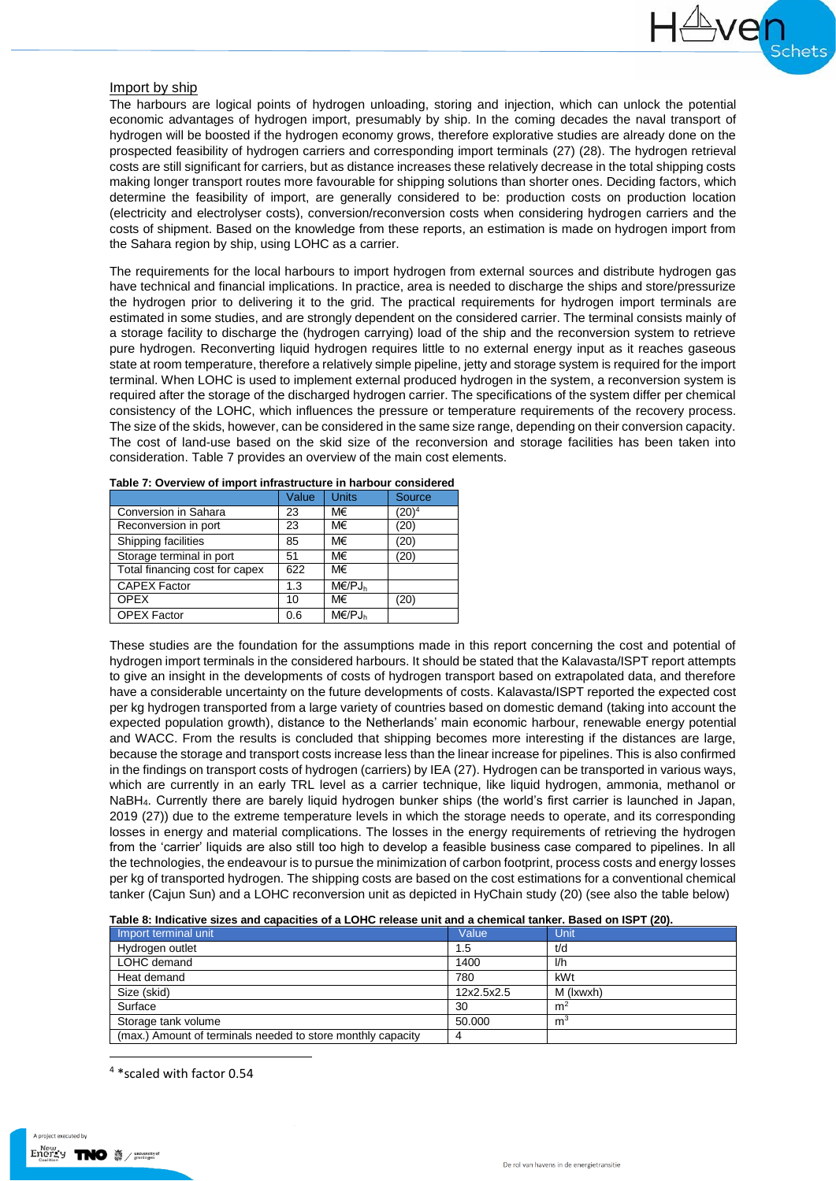### Import by ship

The harbours are logical points of hydrogen unloading, storing and injection, which can unlock the potential economic advantages of hydrogen import, presumably by ship. In the coming decades the naval transport of hydrogen will be boosted if the hydrogen economy grows, therefore explorative studies are already done on the prospected feasibility of hydrogen carriers and corresponding import terminals (27) (28). The hydrogen retrieval costs are still significant for carriers, but as distance increases these relatively decrease in the total shipping costs making longer transport routes more favourable for shipping solutions than shorter ones. Deciding factors, which determine the feasibility of import, are generally considered to be: production costs on production location (electricity and electrolyser costs), conversion/reconversion costs when considering hydrogen carriers and the costs of shipment. Based on the knowledge from these reports, an estimation is made on hydrogen import from the Sahara region by ship, using LOHC as a carrier.

The requirements for the local harbours to import hydrogen from external sources and distribute hydrogen gas have technical and financial implications. In practice, area is needed to discharge the ships and store/pressurize the hydrogen prior to delivering it to the grid. The practical requirements for hydrogen import terminals are estimated in some studies, and are strongly dependent on the considered carrier. The terminal consists mainly of a storage facility to discharge the (hydrogen carrying) load of the ship and the reconversion system to retrieve pure hydrogen. Reconverting liquid hydrogen requires little to no external energy input as it reaches gaseous state at room temperature, therefore a relatively simple pipeline, jetty and storage system is required for the import terminal. When LOHC is used to implement external produced hydrogen in the system, a reconversion system is required after the storage of the discharged hydrogen carrier. The specifications of the system differ per chemical consistency of the LOHC, which influences the pressure or temperature requirements of the recovery process. The size of the skids, however, can be considered in the same size range, depending on their conversion capacity. The cost of land-use based on the skid size of the reconversion and storage facilities has been taken into consideration. Table 7 provides an overview of the main cost elements.

**Table 7: Overview of import infrastructure in harbour considered**

| | Value | Units | Source |
|---|---|---|---|
| Conversion in Sahara | 23 | M€ | (20)[4] |
| Reconversion in port | 23 | M€ | (20) |
| Shipping facilities | 85 | M€ | (20) |
| Storage terminal in port | 51 | M€ | (20) |
| Total financing cost for capex | 622 | M€ | |
| CAPEX Factor | 1.3 | M€/$PJ_h$ | |
| OPEX | 10 | M€ | (20) |
| OPEX Factor | 0.6 | M€/$PJ_h$ | |

These studies are the foundation for the assumptions made in this report concerning the cost and potential of hydrogen import terminals in the considered harbours. It should be stated that the Kalavasta/ISPT report attempts to give an insight in the developments of costs of hydrogen transport based on extrapolated data, and therefore have a considerable uncertainty on the future developments of costs. Kalavasta/ISPT reported the expected cost per kg hydrogen transported from a large variety of countries based on domestic demand (taking into account the expected population growth), distance to the Netherlands' main economic harbour, renewable energy potential and WACC. From the results is concluded that shipping becomes more interesting if the distances are large, because the storage and transport costs increase less than the linear increase for pipelines. This is also confirmed in the findings on transport costs of hydrogen (carriers) by IEA (27). Hydrogen can be transported in various ways, which are currently in an early TRL level as a carrier technique, like liquid hydrogen, ammonia, methanol or $NaBH_4$. Currently there are barely liquid hydrogen bunker ships (the world's first carrier is launched in Japan, 2019 (27)) due to the extreme temperature levels in which the storage needs to operate, and its corresponding losses in energy and material complications. The losses in the energy requirements of retrieving the hydrogen from the 'carrier' liquids are also still too high to develop a feasible business case compared to pipelines. In all the technologies, the endeavour is to pursue the minimization of carbon footprint, process costs and energy losses per kg of transported hydrogen. The shipping costs are based on the cost estimations for a conventional chemical tanker (Cajun Sun) and a LOHC reconversion unit as depicted in HyChain study (20) (see also the table below)

**Table 8: Indicative sizes and capacities of a LOHC release unit and a chemical tanker. Based on ISPT (20).**

| Import terminal unit | Value | Unit |
|---|---|---|
| Hydrogen outlet | 1.5 | t/d |
| LOHC demand | 1400 | l/h |
| Heat demand | 780 | kWt |
| Size (skid) | 12x2.5x2.5 | M (lxwxh) |
| Surface | 30 | $m^2$ |
| Storage tank volume | 50.000 | $m^3$ |
| (max.) Amount of terminals needed to store monthly capacity | 4 | |

[4] *scaled with factor 0.54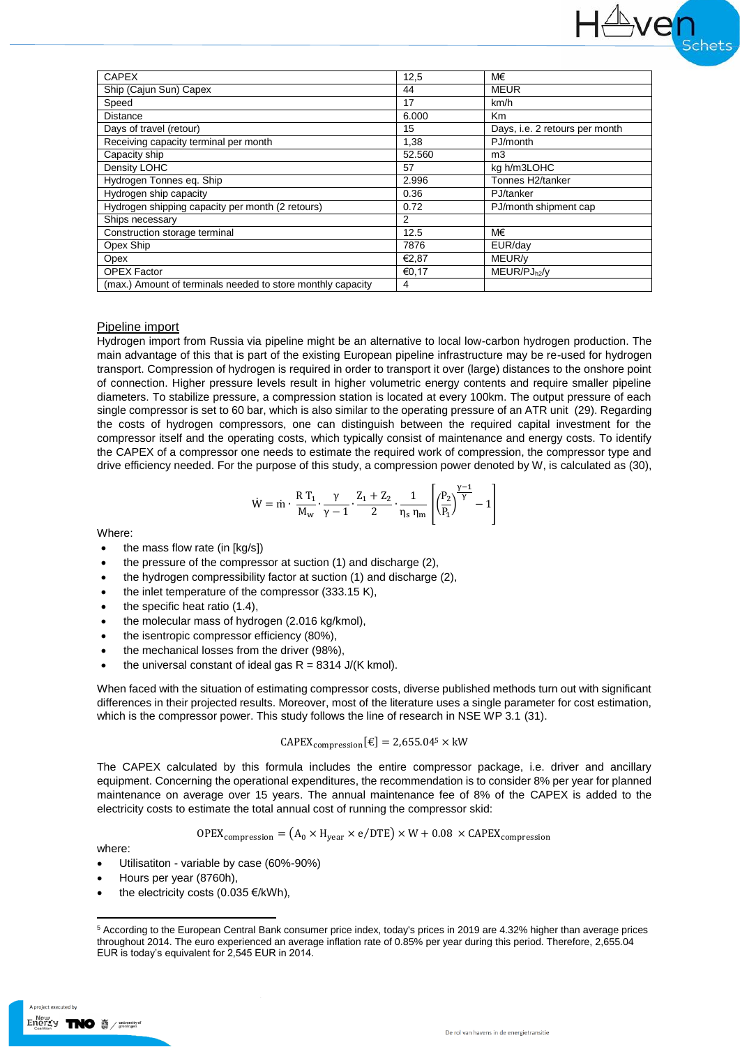| CAPEX | 12,5 | M€ |
|---|---|---|
| Ship (Cajun Sun) Capex | 44 | MEUR |
| Speed | 17 | km/h |
| Distance | 6.000 | Km |
| Days of travel (retour) | 15 | Days, i.e. 2 retours per month |
| Receiving capacity terminal per month | 1,38 | PJ/month |
| Capacity ship | 52.560 | m3 |
| Density LOHC | 57 | kg h/m3LOHC |
| Hydrogen Tonnes eq. Ship | 2.996 | Tonnes H2/tanker |
| Hydrogen ship capacity | 0.36 | PJ/tanker |
| Hydrogen shipping capacity per month (2 retours) | 0.72 | PJ/month shipment cap |
| Ships necessary | 2 | |
| Construction storage terminal | 12.5 | M€ |
| Opex Ship | 7876 | EUR/day |
| Opex | €2,87 | MEUR/y |
| OPEX Factor | €0,17 | MEUR/PJ$_{h2}$/y |
| (max.) Amount of terminals needed to store monthly capacity | 4 | |

## Pipeline import

Hydrogen import from Russia via pipeline might be an alternative to local low-carbon hydrogen production. The main advantage of this that is part of the existing European pipeline infrastructure may be re-used for hydrogen transport. Compression of hydrogen is required in order to transport it over (large) distances to the onshore point of connection. Higher pressure levels result in higher volumetric energy contents and require smaller pipeline diameters. To stabilize pressure, a compression station is located at every 100km. The output pressure of each single compressor is set to 60 bar, which is also similar to the operating pressure of an ATR unit (29). Regarding the costs of hydrogen compressors, one can distinguish between the required capital investment for the compressor itself and the operating costs, which typically consist of maintenance and energy costs. To identify the CAPEX of a compressor one needs to estimate the required work of compression, the compressor type and drive efficiency needed. For the purpose of this study, a compression power denoted by W, is calculated as (30),

$$\dot{W} = \dot{m} \cdot \frac{R\,T_1}{M_w} \cdot \frac{\gamma}{\gamma - 1} \cdot \frac{Z_1 + Z_2}{2} \cdot \frac{1}{\eta_s\,\eta_m} \left[ \left( \frac{P_2}{P_1} \right)^{\frac{\gamma-1}{\gamma}} - 1 \right]$$

Where:

- the mass flow rate (in [kg/s]),
- the pressure of the compressor at suction (1) and discharge (2),
- the hydrogen compressibility factor at suction (1) and discharge (2),
- the inlet temperature of the compressor (333.15 K),
- the specific heat ratio (1.4),
- the molecular mass of hydrogen (2.016 kg/kmol),
- the isentropic compressor efficiency (80%),
- the mechanical losses from the driver (98%),
- the universal constant of ideal gas R = 8314 J/(K kmol).

When faced with the situation of estimating compressor costs, diverse published methods turn out with significant differences in their projected results. Moreover, most of the literature uses a single parameter for cost estimation, which is the compressor power. This study follows the line of research in NSE WP 3.1 (31).

$$\text{CAPEX}_{\text{compression}}[€] = 2{,}655.04^{5} \times \text{kW}$$

The CAPEX calculated by this formula includes the entire compressor package, i.e. driver and ancillary equipment. Concerning the operational expenditures, the recommendation is to consider 8% per year for planned maintenance on average over 15 years. The annual maintenance fee of 8% of the CAPEX is added to the electricity costs to estimate the total annual cost of running the compressor skid:

$$\text{OPEX}_{\text{compression}} = \left(A_0 \times H_{\text{year}} \times e/\text{DTE}\right) \times W + 0.08 \times \text{CAPEX}_{\text{compression}}$$

where:

- Utilisatiton - variable by case (60%-90%)
- Hours per year (8760h),
- the electricity costs (0.035 €/kWh),

[5] According to the European Central Bank consumer price index, today's prices in 2019 are 4.32% higher than average prices throughout 2014. The euro experienced an average inflation rate of 0.85% per year during this period. Therefore, 2,655.04 EUR is today's equivalent for 2,545 EUR in 2014.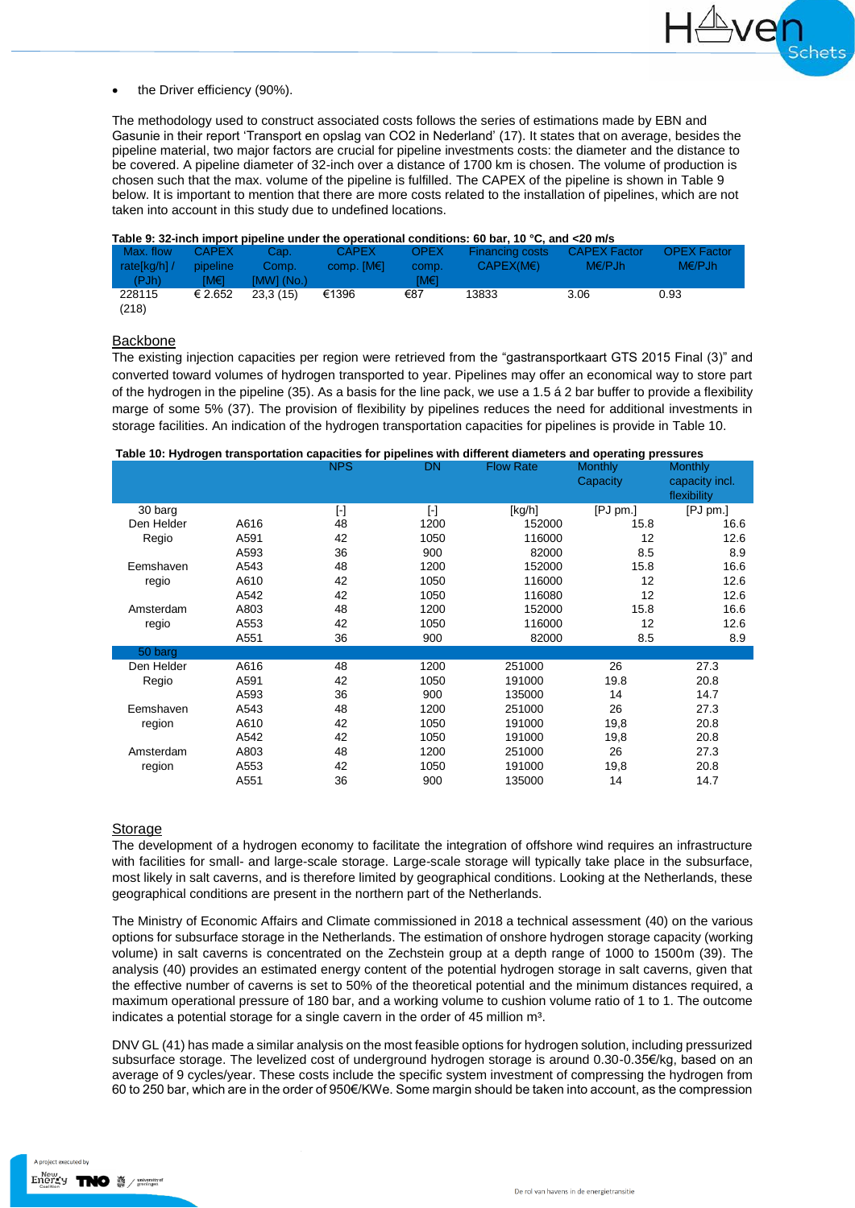- the Driver efficiency (90%).

The methodology used to construct associated costs follows the series of estimations made by EBN and Gasunie in their report 'Transport en opslag van CO2 in Nederland' (17). It states that on average, besides the pipeline material, two major factors are crucial for pipeline investments costs: the diameter and the distance to be covered. A pipeline diameter of 32-inch over a distance of 1700 km is chosen. The volume of production is chosen such that the max. volume of the pipeline is fulfilled. The CAPEX of the pipeline is shown in Table 9 below. It is important to mention that there are more costs related to the installation of pipelines, which are not taken into account in this study due to undefined locations.

**Table 9: 32-inch import pipeline under the operational conditions: 60 bar, 10 °C, and <20 m/s**

| Max. flow rate[kg/h] / (PJh) | CAPEX pipeline [M€] | Cap. Comp. [MW] (No.) | CAPEX comp. [M€] | OPEX comp. [M€] | Financing costs CAPEX(M€) | CAPEX Factor M€/PJh | OPEX Factor M€/PJh |
|---|---|---|---|---|---|---|---|
| 228115 (218) | € 2.652 | 23,3 (15) | €1396 | €87 | 13833 | 3.06 | 0.93 |

## Backbone

The existing injection capacities per region were retrieved from the "gastransportkaart GTS 2015 Final (3)" and converted toward volumes of hydrogen transported to year. Pipelines may offer an economical way to store part of the hydrogen in the pipeline (35). As a basis for the line pack, we use a 1.5 á 2 bar buffer to provide a flexibility marge of some 5% (37). The provision of flexibility by pipelines reduces the need for additional investments in storage facilities. An indication of the hydrogen transportation capacities for pipelines is provide in Table 10.

**Table 10: Hydrogen transportation capacities for pipelines with different diameters and operating pressures**

| | | NPS | DN | Flow Rate | Monthly Capacity | Monthly capacity incl. flexibility |
|---|---|---|---|---|---|---|
| 30 barg | | [-] | [-] | [kg/h] | [PJ pm.] | [PJ pm.] |
| Den Helder | A616 | 48 | 1200 | 152000 | 15.8 | 16.6 |
| Regio | A591 | 42 | 1050 | 116000 | 12 | 12.6 |
| | A593 | 36 | 900 | 82000 | 8.5 | 8.9 |
| Eemshaven | A543 | 48 | 1200 | 152000 | 15.8 | 16.6 |
| regio | A610 | 42 | 1050 | 116000 | 12 | 12.6 |
| | A542 | 42 | 1050 | 116080 | 12 | 12.6 |
| Amsterdam | A803 | 48 | 1200 | 152000 | 15.8 | 16.6 |
| regio | A553 | 42 | 1050 | 116000 | 12 | 12.6 |
| | A551 | 36 | 900 | 82000 | 8.5 | 8.9 |
| 50 barg | | | | | | |
| Den Helder | A616 | 48 | 1200 | 251000 | 26 | 27.3 |
| Regio | A591 | 42 | 1050 | 191000 | 19.8 | 20.8 |
| | A593 | 36 | 900 | 135000 | 14 | 14.7 |
| Eemshaven | A543 | 48 | 1200 | 251000 | 26 | 27.3 |
| region | A610 | 42 | 1050 | 191000 | 19,8 | 20.8 |
| | A542 | 42 | 1050 | 191000 | 19,8 | 20.8 |
| Amsterdam | A803 | 48 | 1200 | 251000 | 26 | 27.3 |
| region | A553 | 42 | 1050 | 191000 | 19,8 | 20.8 |
| | A551 | 36 | 900 | 135000 | 14 | 14.7 |

## Storage

The development of a hydrogen economy to facilitate the integration of offshore wind requires an infrastructure with facilities for small- and large-scale storage. Large-scale storage will typically take place in the subsurface, most likely in salt caverns, and is therefore limited by geographical conditions. Looking at the Netherlands, these geographical conditions are present in the northern part of the Netherlands.

The Ministry of Economic Affairs and Climate commissioned in 2018 a technical assessment (40) on the various options for subsurface storage in the Netherlands. The estimation of onshore hydrogen storage capacity (working volume) in salt caverns is concentrated on the Zechstein group at a depth range of 1000 to 1500m (39). The analysis (40) provides an estimated energy content of the potential hydrogen storage in salt caverns, given that the effective number of caverns is set to 50% of the theoretical potential and the minimum distances required, a maximum operational pressure of 180 bar, and a working volume to cushion volume ratio of 1 to 1. The outcome indicates a potential storage for a single cavern in the order of 45 million m³.

DNV GL (41) has made a similar analysis on the most feasible options for hydrogen solution, including pressurized subsurface storage. The levelized cost of underground hydrogen storage is around 0.30-0.35€/kg, based on an average of 9 cycles/year. These costs include the specific system investment of compressing the hydrogen from 60 to 250 bar, which are in the order of 950€/KWe. Some margin should be taken into account, as the compression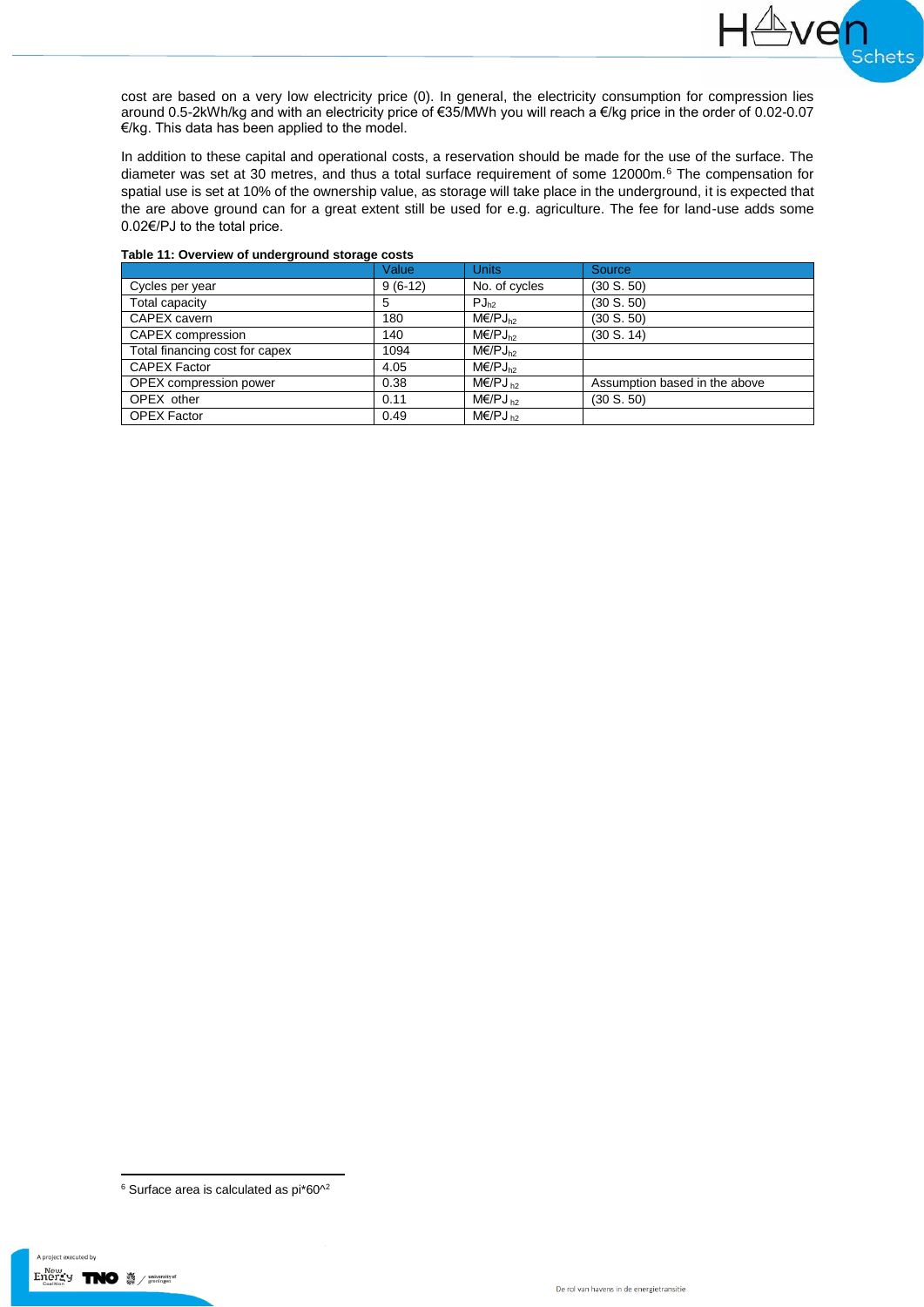cost are based on a very low electricity price (0). In general, the electricity consumption for compression lies around 0.5-2kWh/kg and with an electricity price of €35/MWh you will reach a €/kg price in the order of 0.02-0.07 €/kg. This data has been applied to the model.

In addition to these capital and operational costs, a reservation should be made for the use of the surface. The diameter was set at 30 metres, and thus a total surface requirement of some 12000m.[6] The compensation for spatial use is set at 10% of the ownership value, as storage will take place in the underground, it is expected that the are above ground can for a great extent still be used for e.g. agriculture. The fee for land-use adds some 0.02€/PJ to the total price.

**Table 11: Overview of underground storage costs**

| | Value | Units | Source |
|---|---|---|---|
| Cycles per year | 9 (6-12) | No. of cycles | (30 S. 50) |
| Total capacity | 5 | $PJ_{h2}$ | (30 S. 50) |
| CAPEX cavern | 180 | $M€/PJ_{h2}$ | (30 S. 50) |
| CAPEX compression | 140 | $M€/PJ_{h2}$ | (30 S. 14) |
| Total financing cost for capex | 1094 | $M€/PJ_{h2}$ | |
| CAPEX Factor | 4.05 | $M€/PJ_{h2}$ | |
| OPEX compression power | 0.38 | $M€/PJ_{h2}$ | Assumption based in the above |
| OPEX other | 0.11 | $M€/PJ_{h2}$ | (30 S. 50) |
| OPEX Factor | 0.49 | $M€/PJ_{h2}$ | |

[6] Surface area is calculated as pi*60^2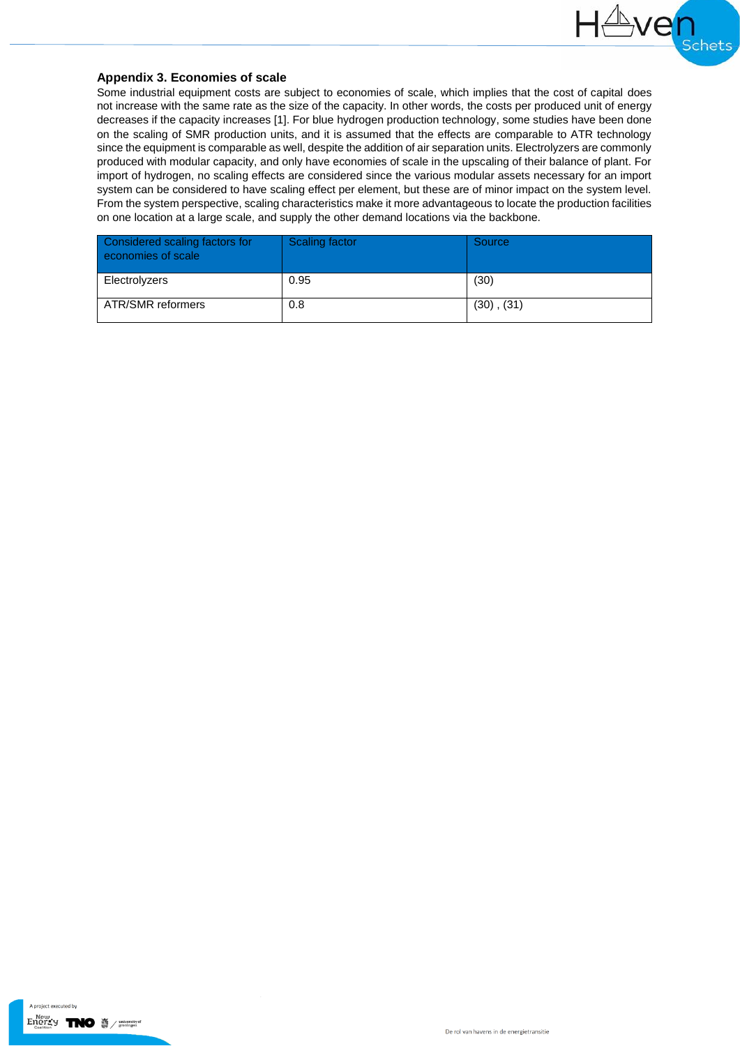### Appendix 3. Economies of scale

Some industrial equipment costs are subject to economies of scale, which implies that the cost of capital does not increase with the same rate as the size of the capacity. In other words, the costs per produced unit of energy decreases if the capacity increases [1]. For blue hydrogen production technology, some studies have been done on the scaling of SMR production units, and it is assumed that the effects are comparable to ATR technology since the equipment is comparable as well, despite the addition of air separation units. Electrolyzers are commonly produced with modular capacity, and only have economies of scale in the upscaling of their balance of plant. For import of hydrogen, no scaling effects are considered since the various modular assets necessary for an import system can be considered to have scaling effect per element, but these are of minor impact on the system level. From the system perspective, scaling characteristics make it more advantageous to locate the production facilities on one location at a large scale, and supply the other demand locations via the backbone.

| Considered scaling factors for economies of scale | Scaling factor | Source |
| --- | --- | --- |
| Electrolyzers | 0.95 | (30) |
| ATR/SMR reformers | 0.8 | (30) , (31) |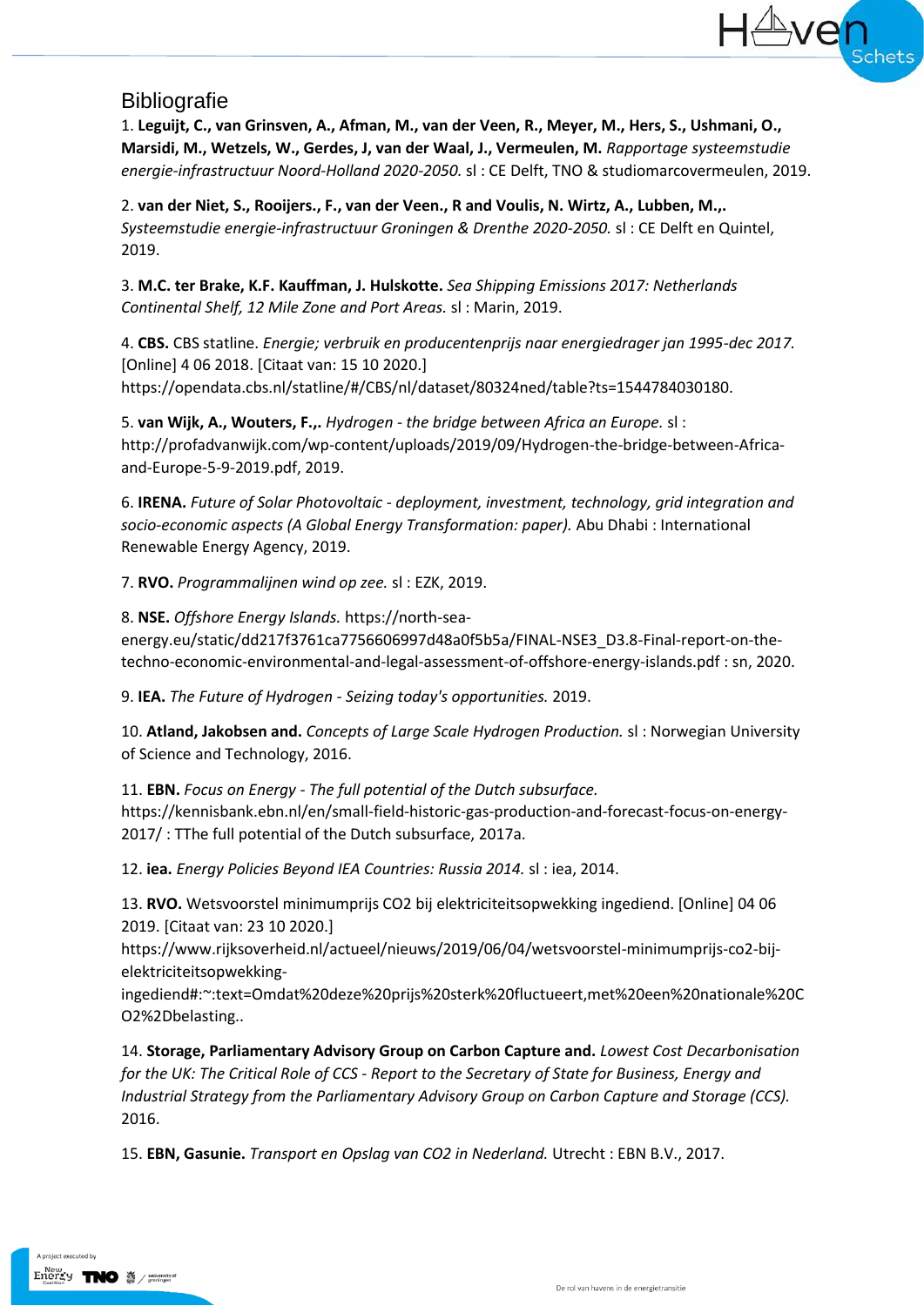## Bibliografie

1. **Leguijt, C., van Grinsven, A., Afman, M., van der Veen, R., Meyer, M., Hers, S., Ushmani, O., Marsidi, M., Wetzels, W., Gerdes, J, van der Waal, J., Vermeulen, M.** *Rapportage systeemstudie energie-infrastructuur Noord-Holland 2020-2050.* sl : CE Delft, TNO & studiomarcovermeulen, 2019.

2. **van der Niet, S., Rooijers., F., van der Veen., R and Voulis, N. Wirtz, A., Lubben, M.,.** *Systeemstudie energie-infrastructuur Groningen & Drenthe 2020-2050.* sl : CE Delft en Quintel, 2019.

3. **M.C. ter Brake, K.F. Kauffman, J. Hulskotte.** *Sea Shipping Emissions 2017: Netherlands Continental Shelf, 12 Mile Zone and Port Areas.* sl : Marin, 2019.

4. **CBS.** CBS statline. *Energie; verbruik en producentenprijs naar energiedrager jan 1995-dec 2017.* [Online] 4 06 2018. [Citaat van: 15 10 2020.] https://opendata.cbs.nl/statline/#/CBS/nl/dataset/80324ned/table?ts=1544784030180.

5. **van Wijk, A., Wouters, F.,.** *Hydrogen - the bridge between Africa an Europe.* sl : http://profadvanwijk.com/wp-content/uploads/2019/09/Hydrogen-the-bridge-between-Africa-and-Europe-5-9-2019.pdf, 2019.

6. **IRENA.** *Future of Solar Photovoltaic - deployment, investment, technology, grid integration and socio-economic aspects (A Global Energy Transformation: paper).* Abu Dhabi : International Renewable Energy Agency, 2019.

7. **RVO.** *Programmalijnen wind op zee.* sl : EZK, 2019.

8. **NSE.** *Offshore Energy Islands.* https://north-sea-energy.eu/static/dd217f3761ca7756606997d48a0f5b5a/FINAL-NSE3_D3.8-Final-report-on-the-techno-economic-environmental-and-legal-assessment-of-offshore-energy-islands.pdf : sn, 2020.

9. **IEA.** *The Future of Hydrogen - Seizing today's opportunities.* 2019.

10. **Atland, Jakobsen and.** *Concepts of Large Scale Hydrogen Production.* sl : Norwegian University of Science and Technology, 2016.

11. **EBN.** *Focus on Energy - The full potential of the Dutch subsurface.* https://kennisbank.ebn.nl/en/small-field-historic-gas-production-and-forecast-focus-on-energy-2017/ : TThe full potential of the Dutch subsurface, 2017a.

12. **iea.** *Energy Policies Beyond IEA Countries: Russia 2014.* sl : iea, 2014.

13. **RVO.** Wetsvoorstel minimumprijs CO2 bij elektriciteitsopwekking ingediend. [Online] 04 06 2019. [Citaat van: 23 10 2020.] https://www.rijksoverheid.nl/actueel/nieuws/2019/06/04/wetsvoorstel-minimumprijs-co2-bij-elektriciteitsopwekking-ingediend#:~:text=Omdat%20deze%20prijs%20sterk%20fluctueert,met%20een%20nationale%20CO2%2Dbelasting..

14. **Storage, Parliamentary Advisory Group on Carbon Capture and.** *Lowest Cost Decarbonisation for the UK: The Critical Role of CCS - Report to the Secretary of State for Business, Energy and Industrial Strategy from the Parliamentary Advisory Group on Carbon Capture and Storage (CCS).* 2016.

15. **EBN, Gasunie.** *Transport en Opslag van CO2 in Nederland.* Utrecht : EBN B.V., 2017.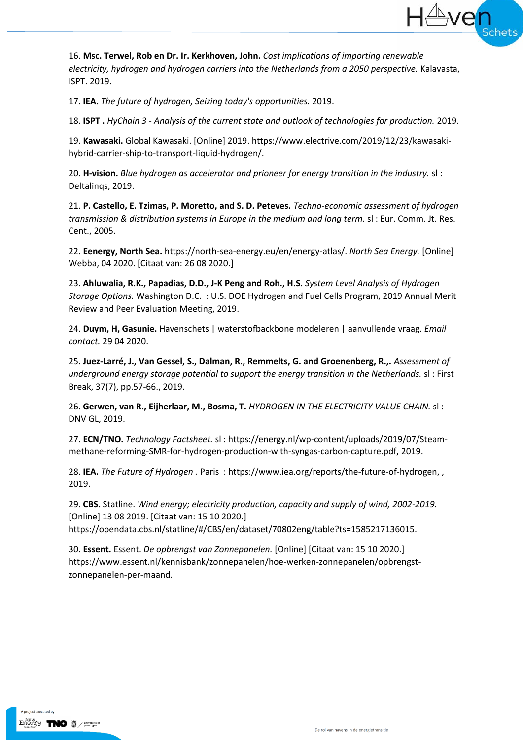16. **Msc. Terwel, Rob en Dr. Ir. Kerkhoven, John.** *Cost implications of importing renewable electricity, hydrogen and hydrogen carriers into the Netherlands from a 2050 perspective.* Kalavasta, ISPT. 2019.

17. **IEA.** *The future of hydrogen, Seizing today's opportunities.* 2019.

18. **ISPT .** *HyChain 3 - Analysis of the current state and outlook of technologies for production.* 2019.

19. **Kawasaki.** Global Kawasaki. [Online] 2019. https://www.electrive.com/2019/12/23/kawasaki-hybrid-carrier-ship-to-transport-liquid-hydrogen/.

20. **H-vision.** *Blue hydrogen as accelerator and prioneer for energy transition in the industry.* sl : Deltalinqs, 2019.

21. **P. Castello, E. Tzimas, P. Moretto, and S. D. Peteves.** *Techno-economic assessment of hydrogen transmission & distribution systems in Europe in the medium and long term.* sl : Eur. Comm. Jt. Res. Cent., 2005.

22. **Eenergy, North Sea.** https://north-sea-energy.eu/en/energy-atlas/. *North Sea Energy.* [Online] Webba, 04 2020. [Citaat van: 26 08 2020.]

23. **Ahluwalia, R.K., Papadias, D.D., J-K Peng and Roh., H.S.** *System Level Analysis of Hydrogen Storage Options.* Washington D.C. : U.S. DOE Hydrogen and Fuel Cells Program, 2019 Annual Merit Review and Peer Evaluation Meeting, 2019.

24. **Duym, H, Gasunie.** Havenschets | waterstofbackbone modeleren | aanvullende vraag. *Email contact.* 29 04 2020.

25. **Juez-Larré, J., Van Gessel, S., Dalman, R., Remmelts, G. and Groenenberg, R.,.** *Assessment of underground energy storage potential to support the energy transition in the Netherlands.* sl : First Break, 37(7), pp.57-66., 2019.

26. **Gerwen, van R., Eijherlaar, M., Bosma, T.** *HYDROGEN IN THE ELECTRICITY VALUE CHAIN.* sl : DNV GL, 2019.

27. **ECN/TNO.** *Technology Factsheet.* sl : https://energy.nl/wp-content/uploads/2019/07/Steam-methane-reforming-SMR-for-hydrogen-production-with-syngas-carbon-capture.pdf, 2019.

28. **IEA.** *The Future of Hydrogen .* Paris : https://www.iea.org/reports/the-future-of-hydrogen, , 2019.

29. **CBS.** Statline. *Wind energy; electricity production, capacity and supply of wind, 2002-2019.* [Online] 13 08 2019. [Citaat van: 15 10 2020.] https://opendata.cbs.nl/statline/#/CBS/en/dataset/70802eng/table?ts=1585217136015.

30. **Essent.** Essent. *De opbrengst van Zonnepanelen.* [Online] [Citaat van: 15 10 2020.] https://www.essent.nl/kennisbank/zonnepanelen/hoe-werken-zonnepanelen/opbrengst-zonnepanelen-per-maand.